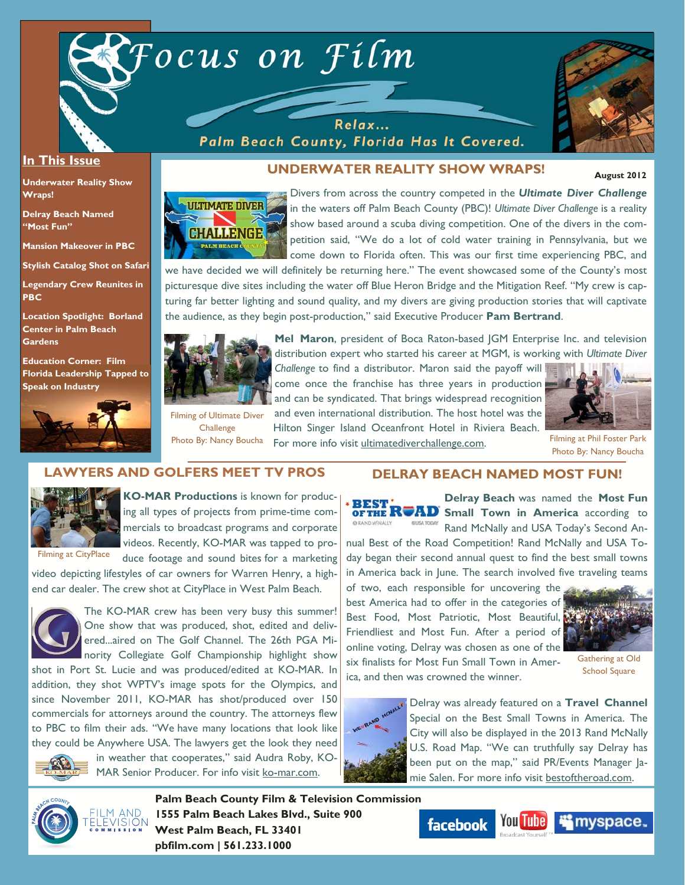# Focus on Film

Relax... Palm Beach County, Florida Has It Covered.

## In This Issue

- Underwater Reality Show Wraps!
- Delray Beach Named "Most Fun"
- Mansion Makeover in PBC
- Stylish Catalog Shot on Safari
- Legendary Crew Reunites in PBC
- Location Spotlight: Borland Center in Palm Beach Gardens
- Education Corner: Film Florida Leadership Tapped to Speak on Industry

August 2012

## UNDERWATER REALITY SHOW WRAPS!

Divers from across the country competed in the ***Ultimate Diver Challenge*** in the waters off Palm Beach County (PBC)! *Ultimate Diver Challenge* is a reality show based around a scuba diving competition. One of the divers in the competition said, "We do a lot of cold water training in Pennsylvania, but we come down to Florida often. This was our first time experiencing PBC, and we have decided we will definitely be returning here." The event showcased some of the County's most picturesque dive sites including the water off Blue Heron Bridge and the Mitigation Reef. "My crew is capturing far better lighting and sound quality, and my divers are giving production stories that will captivate the audience, as they begin post-production," said Executive Producer **Pam Bertrand**.

**Mel Maron**, president of Boca Raton-based JGM Enterprise Inc. and television distribution expert who started his career at MGM, is working with *Ultimate Diver Challenge* to find a distributor. Maron said the payoff will come once the franchise has three years in production and can be syndicated. That brings widespread recognition and even international distribution. The host hotel was the Hilton Singer Island Oceanfront Hotel in Riviera Beach. For more info visit ultimatediverchallenge.com.

Filming of Ultimate Diver Challenge
Photo By: Nancy Boucha

Filming at Phil Foster Park
Photo By: Nancy Boucha

## LAWYERS AND GOLFERS MEET TV PROS

**KO-MAR Productions** is known for producing all types of projects from prime-time commercials to broadcast programs and corporate videos. Recently, KO-MAR was tapped to produce footage and sound bites for a marketing video depicting lifestyles of car owners for Warren Henry, a high-end car dealer. The crew shot at CityPlace in West Palm Beach.

Filming at CityPlace

The KO-MAR crew has been very busy this summer! One show that was produced, shot, edited and delivered...aired on The Golf Channel. The 26th PGA Minority Collegiate Golf Championship highlight show shot in Port St. Lucie and was produced/edited at KO-MAR. In addition, they shot WPTV's image spots for the Olympics, and since November 2011, KO-MAR has shot/produced over 150 commercials for attorneys around the country. The attorneys flew to PBC to film their ads. "We have many locations that look like they could be Anywhere USA. The lawyers get the look they need in weather that cooperates," said Audra Roby, KO-MAR Senior Producer. For info visit ko-mar.com.

## DELRAY BEACH NAMED MOST FUN!

**Delray Beach** was named the **Most Fun Small Town in America** according to Rand McNally and USA Today's Second Annual Best of the Road Competition! Rand McNally and USA Today began their second annual quest to find the best small towns in America back in June. The search involved five traveling teams of two, each responsible for uncovering the best America had to offer in the categories of Best Food, Most Patriotic, Most Beautiful, Friendliest and Most Fun. After a period of online voting, Delray was chosen as one of the six finalists for Most Fun Small Town in America, and then was crowned the winner.

Gathering at Old School Square

Delray was already featured on a **Travel Channel** Special on the Best Small Towns in America. The City will also be displayed in the 2013 Rand McNally U.S. Road Map. "We can truthfully say Delray has been put on the map," said PR/Events Manager Jamie Salen. For more info visit bestoftheroad.com.

**Palm Beach County Film & Television Commission**
**1555 Palm Beach Lakes Blvd., Suite 900**
**West Palm Beach, FL 33401**
**pbfilm.com | 561.233.1000**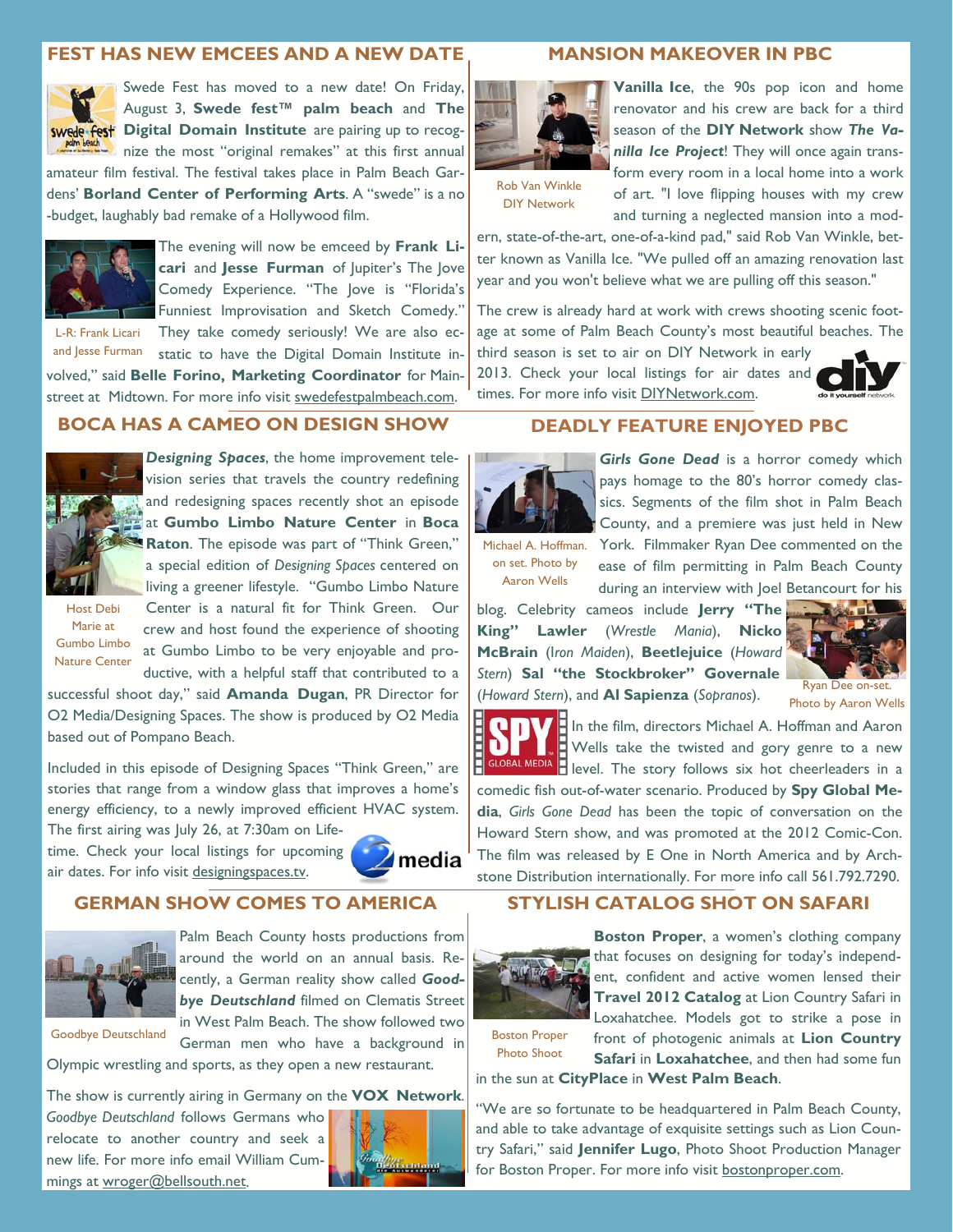## FEST HAS NEW EMCEES AND A NEW DATE

Swede Fest has moved to a new date! On Friday, August 3, **Swede fest™ palm beach** and **The Digital Domain Institute** are pairing up to recognize the most "original remakes" at this first annual amateur film festival. The festival takes place in Palm Beach Gardens' **Borland Center of Performing Arts**. A "swede" is a no-budget, laughably bad remake of a Hollywood film.

L-R: Frank Licari and Jesse Furman

The evening will now be emceed by **Frank Licari** and **Jesse Furman** of Jupiter's The Jove Comedy Experience. "The Jove is "Florida's Funniest Improvisation and Sketch Comedy." They take comedy seriously! We are also ecstatic to have the Digital Domain Institute involved," said **Belle Forino, Marketing Coordinator** for Mainstreet at Midtown. For more info visit swedefestpalmbeach.com.

## MANSION MAKEOVER IN PBC

Rob Van Winkle DIY Network

**Vanilla Ice**, the 90s pop icon and home renovator and his crew are back for a third season of the **DIY Network** show ***The Vanilla Ice Project***! They will once again transform every room in a local home into a work of art. "I love flipping houses with my crew and turning a neglected mansion into a modern, state-of-the-art, one-of-a-kind pad," said Rob Van Winkle, better known as Vanilla Ice. "We pulled off an amazing renovation last year and you won't believe what we are pulling off this season."

The crew is already hard at work with crews shooting scenic footage at some of Palm Beach County's most beautiful beaches. The third season is set to air on DIY Network in early 2013. Check your local listings for air dates and times. For more info visit DIYNetwork.com.

## BOCA HAS A CAMEO ON DESIGN SHOW

***Designing Spaces***, the home improvement television series that travels the country redefining and redesigning spaces recently shot an episode at **Gumbo Limbo Nature Center** in **Boca Raton**. The episode was part of "Think Green," a special edition of *Designing Spaces* centered on living a greener lifestyle. "Gumbo Limbo Nature Center is a natural fit for Think Green. Our crew and host found the experience of shooting at Gumbo Limbo to be very enjoyable and productive, with a helpful staff that contributed to a successful shoot day," said **Amanda Dugan**, PR Director for O2 Media/Designing Spaces. The show is produced by O2 Media based out of Pompano Beach.

Host Debi Marie at Gumbo Limbo Nature Center

Included in this episode of Designing Spaces "Think Green," are stories that range from a window glass that improves a home's energy efficiency, to a newly improved efficient HVAC system. The first airing was July 26, at 7:30am on Lifetime. Check your local listings for upcoming air dates. For info visit designingspaces.tv.

## DEADLY FEATURE ENJOYED PBC

Michael A. Hoffman. on set. Photo by Aaron Wells

***Girls Gone Dead*** is a horror comedy which pays homage to the 80's horror comedy classics. Segments of the film shot in Palm Beach County, and a premiere was just held in New York. Filmmaker Ryan Dee commented on the ease of film permitting in Palm Beach County during an interview with Joel Betancourt for his blog. Celebrity cameos include **Jerry "The King" Lawler** (*Wrestle Mania*), **Nicko McBrain** (*Iron Maiden*), **Beetlejuice** (*Howard Stern*) **Sal "the Stockbroker" Governale** (*Howard Stern*), and **Al Sapienza** (*Sopranos*).

Ryan Dee on-set. Photo by Aaron Wells

In the film, directors Michael A. Hoffman and Aaron Wells take the twisted and gory genre to a new level. The story follows six hot cheerleaders in a comedic fish out-of-water scenario. Produced by **Spy Global Media**, *Girls Gone Dead* has been the topic of conversation on the Howard Stern show, and was promoted at the 2012 Comic-Con. The film was released by E One in North America and by Archstone Distribution internationally. For more info call 561.792.7290.

## GERMAN SHOW COMES TO AMERICA

Goodbye Deutschland

Palm Beach County hosts productions from around the world on an annual basis. Recently, a German reality show called ***Goodbye Deutschland*** filmed on Clematis Street in West Palm Beach. The show followed two German men who have a background in Olympic wrestling and sports, as they open a new restaurant.

The show is currently airing in Germany on the **VOX Network**. *Goodbye Deutschland* follows Germans who relocate to another country and seek a new life. For more info email William Cummings at wroger@bellsouth.net.

## STYLISH CATALOG SHOT ON SAFARI

Boston Proper Photo Shoot

**Boston Proper**, a women's clothing company that focuses on designing for today's independent, confident and active women lensed their **Travel 2012 Catalog** at Lion Country Safari in Loxahatchee. Models got to strike a pose in front of photogenic animals at **Lion Country Safari** in **Loxahatchee**, and then had some fun in the sun at **CityPlace** in **West Palm Beach**.

"We are so fortunate to be headquartered in Palm Beach County, and able to take advantage of exquisite settings such as Lion Country Safari," said **Jennifer Lugo**, Photo Shoot Production Manager for Boston Proper. For more info visit bostonproper.com.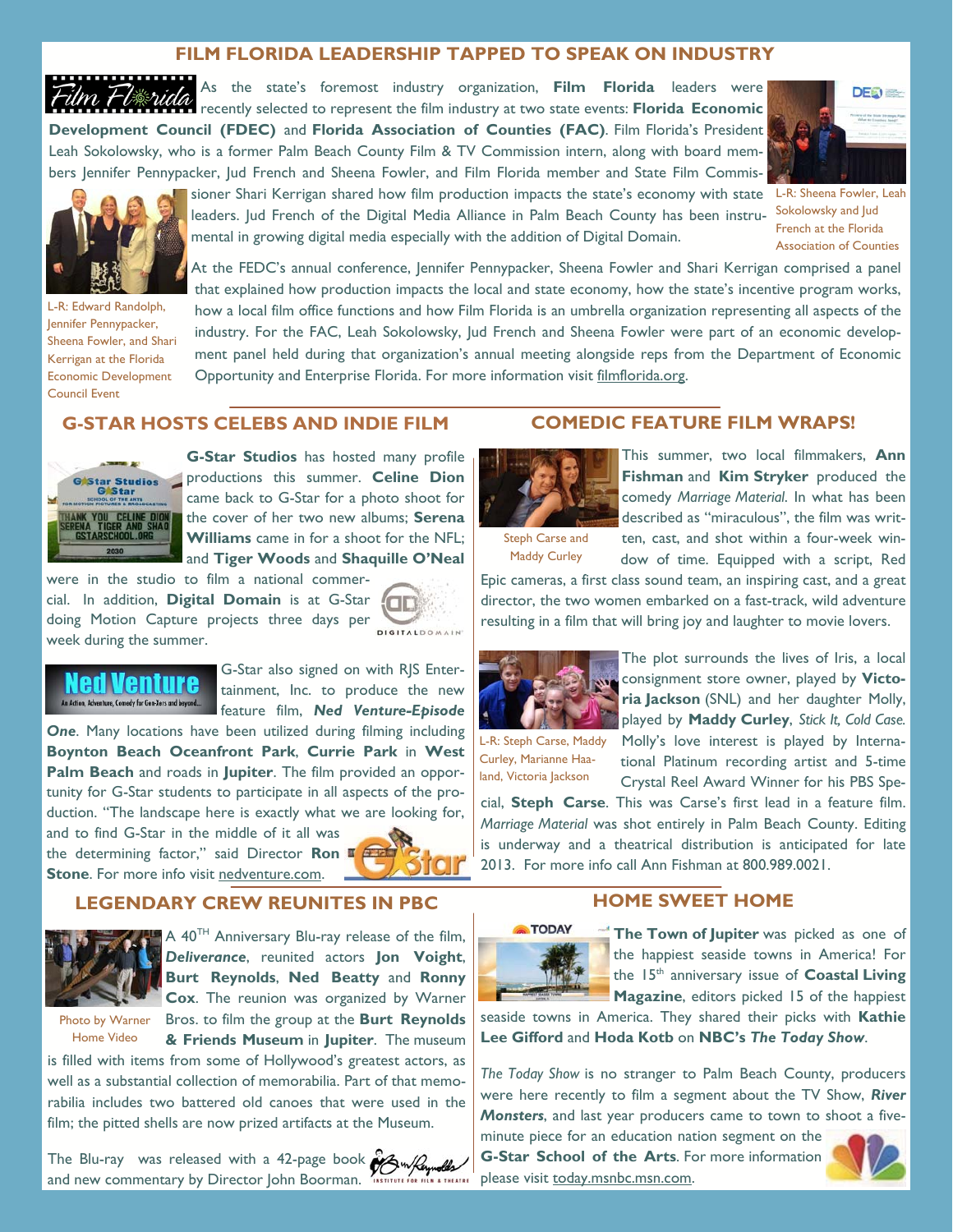## FILM FLORIDA LEADERSHIP TAPPED TO SPEAK ON INDUSTRY

As the state's foremost industry organization, **Film Florida** leaders were recently selected to represent the film industry at two state events: **Florida Economic Development Council (FDEC)** and **Florida Association of Counties (FAC)**. Film Florida's President Leah Sokolowsky, who is a former Palm Beach County Film & TV Commission intern, along with board members Jennifer Pennypacker, Jud French and Sheena Fowler, and Film Florida member and State Film Commissioner Shari Kerrigan shared how film production impacts the state's economy with state leaders. Jud French of the Digital Media Alliance in Palm Beach County has been instrumental in growing digital media especially with the addition of Digital Domain.

L-R: Sheena Fowler, Leah Sokolowsky and Jud French at the Florida Association of Counties

L-R: Edward Randolph, Jennifer Pennypacker, Sheena Fowler, and Shari Kerrigan at the Florida Economic Development Council Event

At the FEDC's annual conference, Jennifer Pennypacker, Sheena Fowler and Shari Kerrigan comprised a panel that explained how production impacts the local and state economy, how the state's incentive program works, how a local film office functions and how Film Florida is an umbrella organization representing all aspects of the industry. For the FAC, Leah Sokolowsky, Jud French and Sheena Fowler were part of an economic development panel held during that organization's annual meeting alongside reps from the Department of Economic Opportunity and Enterprise Florida. For more information visit filmflorida.org.

## G-STAR HOSTS CELEBS AND INDIE FILM

**G-Star Studios** has hosted many profile productions this summer. **Celine Dion** came back to G-Star for a photo shoot for the cover of her two new albums; **Serena Williams** came in for a shoot for the NFL; and **Tiger Woods** and **Shaquille O'Neal** were in the studio to film a national commercial. In addition, **Digital Domain** is at G-Star doing Motion Capture projects three days per week during the summer.

G-Star also signed on with RJS Entertainment, Inc. to produce the new feature film, ***Ned Venture-Episode One***. Many locations have been utilized during filming including **Boynton Beach Oceanfront Park**, **Currie Park** in **West Palm Beach** and roads in **Jupiter**. The film provided an opportunity for G-Star students to participate in all aspects of the production. "The landscape here is exactly what we are looking for, and to find G-Star in the middle of it all was the determining factor," said Director **Ron Stone**. For more info visit nedventure.com.

## COMEDIC FEATURE FILM WRAPS!

Steph Carse and Maddy Curley

This summer, two local filmmakers, **Ann Fishman** and **Kim Stryker** produced the comedy *Marriage Material*. In what has been described as "miraculous", the film was written, cast, and shot within a four-week window of time. Equipped with a script, Red Epic cameras, a first class sound team, an inspiring cast, and a great director, the two women embarked on a fast-track, wild adventure resulting in a film that will bring joy and laughter to movie lovers.

L-R: Steph Carse, Maddy Curley, Marianne Haaland, Victoria Jackson

The plot surrounds the lives of Iris, a local consignment store owner, played by **Victoria Jackson** (SNL) and her daughter Molly, played by **Maddy Curley**, *Stick It, Cold Case.* Molly's love interest is played by International Platinum recording artist and 5-time Crystal Reel Award Winner for his PBS Special, **Steph Carse**. This was Carse's first lead in a feature film. *Marriage Material* was shot entirely in Palm Beach County. Editing is underway and a theatrical distribution is anticipated for late 2013. For more info call Ann Fishman at 800.989.0021.

## LEGENDARY CREW REUNITES IN PBC

Photo by Warner Home Video

A 40[TH] Anniversary Blu-ray release of the film, ***Deliverance***, reunited actors **Jon Voight**, **Burt Reynolds**, **Ned Beatty** and **Ronny Cox**. The reunion was organized by Warner Bros. to film the group at the **Burt Reynolds & Friends Museum** in **Jupiter**. The museum is filled with items from some of Hollywood's greatest actors, as well as a substantial collection of memorabilia. Part of that memorabilia includes two battered old canoes that were used in the film; the pitted shells are now prized artifacts at the Museum.

The Blu-ray was released with a 42-page book and new commentary by Director John Boorman.

## HOME SWEET HOME

**The Town of Jupiter** was picked as one of the happiest seaside towns in America! For the 15[th] anniversary issue of **Coastal Living Magazine**, editors picked 15 of the happiest seaside towns in America. They shared their picks with **Kathie Lee Gifford** and **Hoda Kotb** on **NBC's *The Today Show***.

*The Today Show* is no stranger to Palm Beach County, producers were here recently to film a segment about the TV Show, ***River Monsters***, and last year producers came to town to shoot a five-minute piece for an education nation segment on the **G-Star School of the Arts**. For more information please visit today.msnbc.msn.com.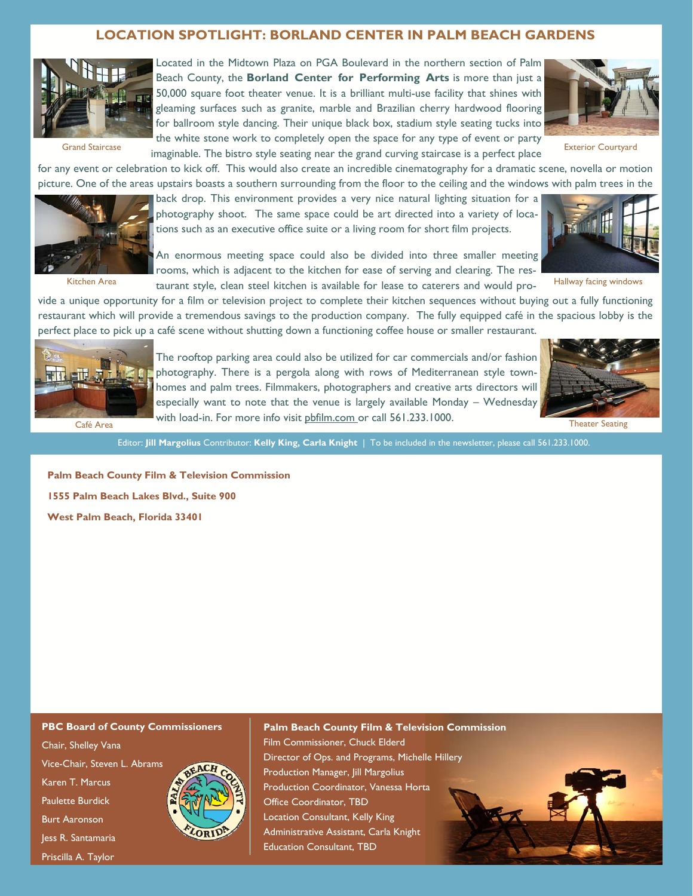## LOCATION SPOTLIGHT: BORLAND CENTER IN PALM BEACH GARDENS

Located in the Midtown Plaza on PGA Boulevard in the northern section of Palm Beach County, the **Borland Center for Performing Arts** is more than just a 50,000 square foot theater venue. It is a brilliant multi-use facility that shines with gleaming surfaces such as granite, marble and Brazilian cherry hardwood flooring for ballroom style dancing. Their unique black box, stadium style seating tucks into the white stone work to completely open the space for any type of event or party imaginable. The bistro style seating near the grand curving staircase is a perfect place for any event or celebration to kick off. This would also create an incredible cinematography for a dramatic scene, novella or motion picture. One of the areas upstairs boasts a southern surrounding from the floor to the ceiling and the windows with palm trees in the back drop. This environment provides a very nice natural lighting situation for a photography shoot. The same space could be art directed into a variety of locations such as an executive office suite or a living room for short film projects.

Grand Staircase

Exterior Courtyard

An enormous meeting space could also be divided into three smaller meeting rooms, which is adjacent to the kitchen for ease of serving and clearing. The restaurant style, clean steel kitchen is available for lease to caterers and would provide a unique opportunity for a film or television project to complete their kitchen sequences without buying out a fully functioning restaurant which will provide a tremendous savings to the production company. The fully equipped café in the spacious lobby is the perfect place to pick up a café scene without shutting down a functioning coffee house or smaller restaurant.

Kitchen Area

Hallway facing windows

The rooftop parking area could also be utilized for car commercials and/or fashion photography. There is a pergola along with rows of Mediterranean style townhomes and palm trees. Filmmakers, photographers and creative arts directors will especially want to note that the venue is largely available Monday – Wednesday with load-in. For more info visit pbfilm.com or call 561.233.1000.

Café Area

Theater Seating

Editor: **Jill Margolius** Contributor: **Kelly King, Carla Knight** | To be included in the newsletter, please call 561.233.1000.

**Palm Beach County Film & Television Commission**

**1555 Palm Beach Lakes Blvd., Suite 900**

**West Palm Beach, Florida 33401**

**PBC Board of County Commissioners**

Chair, Shelley Vana
Vice-Chair, Steven L. Abrams
Karen T. Marcus
Paulette Burdick
Burt Aaronson
Jess R. Santamaria
Priscilla A. Taylor

**Palm Beach County Film & Television Commission**

Film Commissioner, Chuck Elderd
Director of Ops. and Programs, Michelle Hillery
Production Manager, Jill Margolius
Production Coordinator, Vanessa Horta
Office Coordinator, TBD
Location Consultant, Kelly King
Administrative Assistant, Carla Knight
Education Consultant, TBD